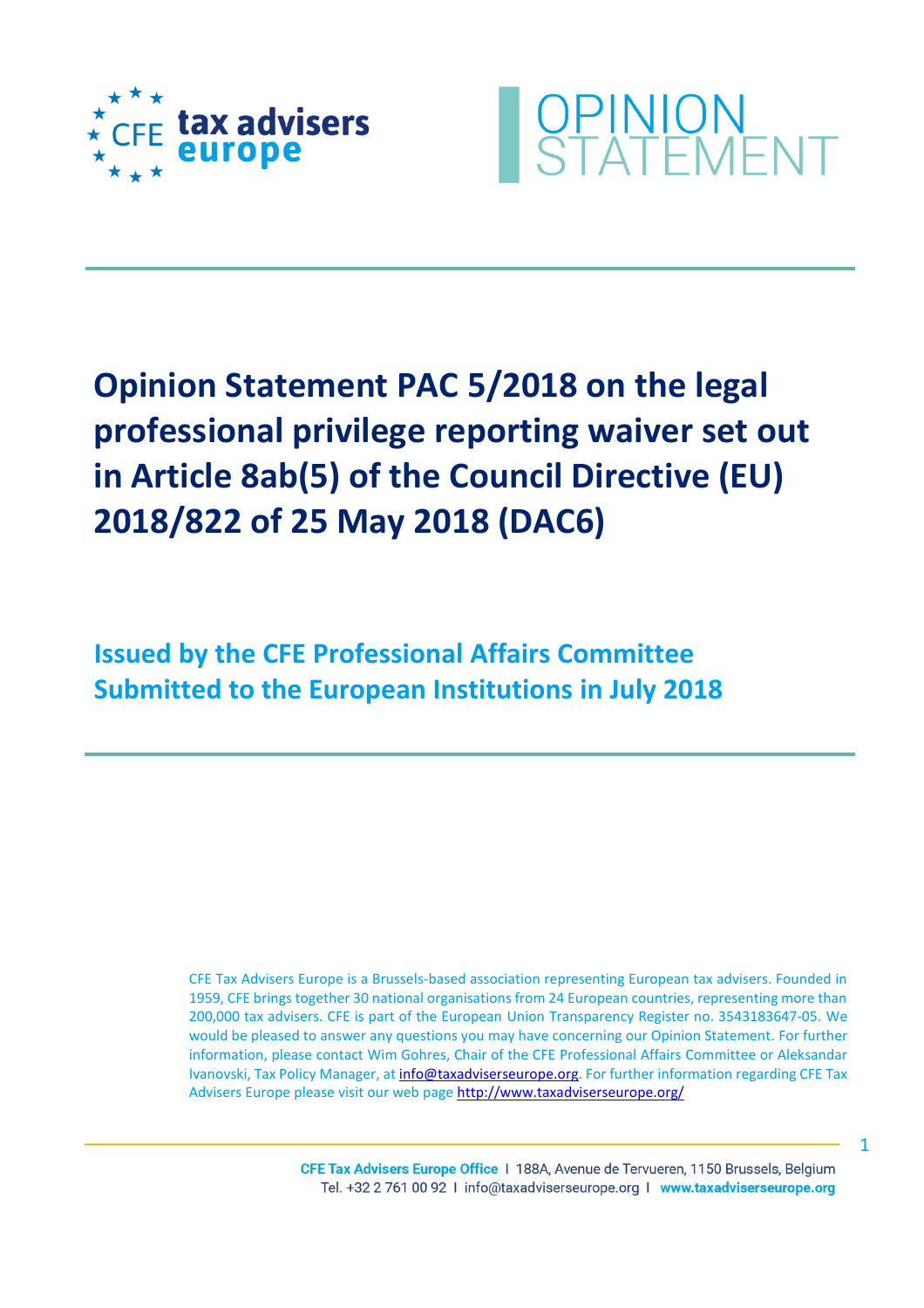tax advisers europe

OPINION STATEMENT

# Opinion Statement PAC 5/2018 on the legal professional privilege reporting waiver set out in Article 8ab(5) of the Council Directive (EU) 2018/822 of 25 May 2018 (DAC6)

## Issued by the CFE Professional Affairs Committee
## Submitted to the European Institutions in July 2018

CFE Tax Advisers Europe is a Brussels-based association representing European tax advisers. Founded in 1959, CFE brings together 30 national organisations from 24 European countries, representing more than 200,000 tax advisers. CFE is part of the European Union Transparency Register no. 3543183647-05. We would be pleased to answer any questions you may have concerning our Opinion Statement. For further information, please contact Wim Gohres, Chair of the CFE Professional Affairs Committee or Aleksandar Ivanovski, Tax Policy Manager, at info@taxadviserseurope.org. For further information regarding CFE Tax Advisers Europe please visit our web page http://www.taxadviserseurope.org/

CFE Tax Advisers Europe Office I 188A, Avenue de Tervueren, 1150 Brussels, Belgium
Tel. +32 2 761 00 92 I info@taxadviserseurope.org I www.taxadviserseurope.org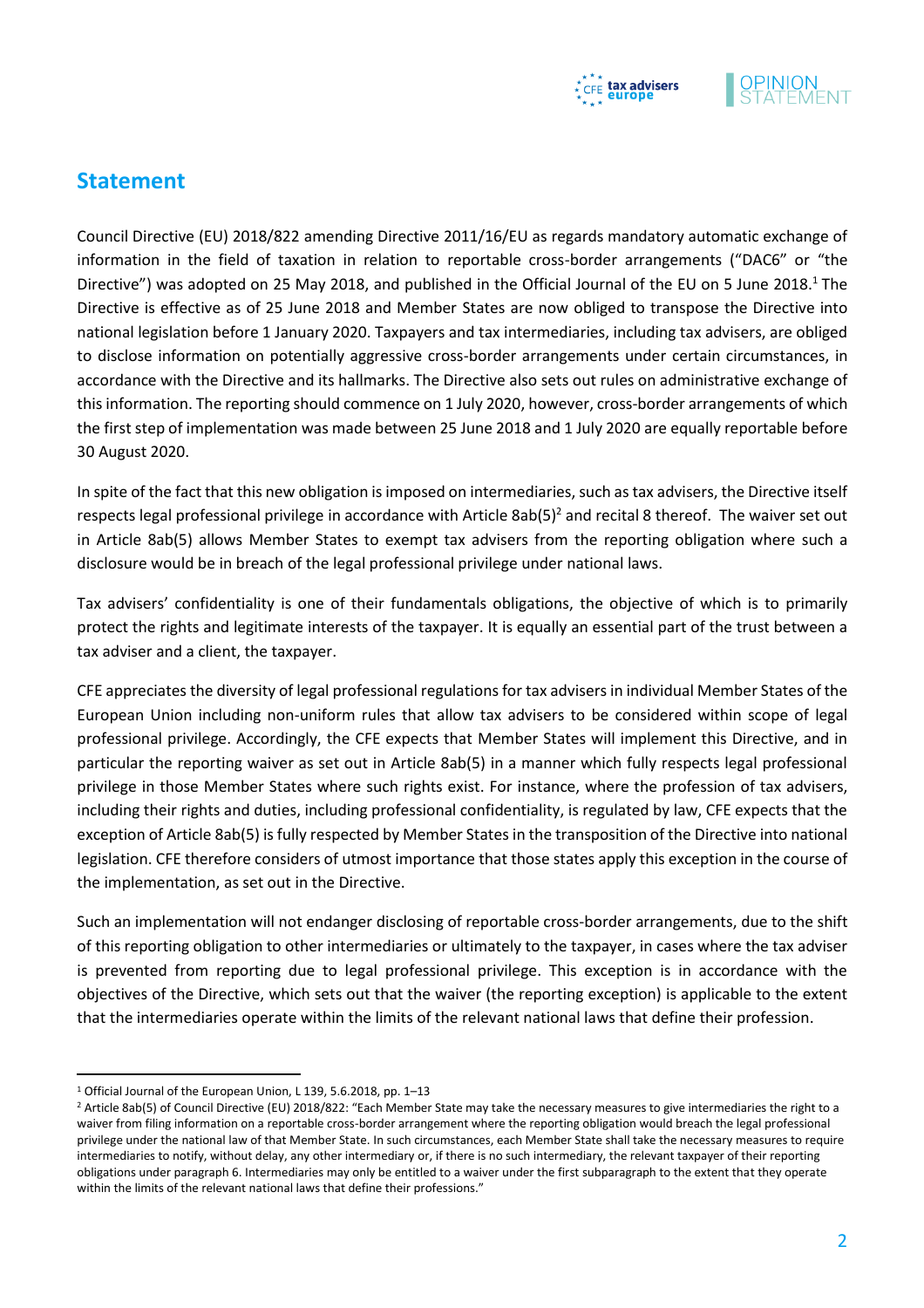## Statement

Council Directive (EU) 2018/822 amending Directive 2011/16/EU as regards mandatory automatic exchange of information in the field of taxation in relation to reportable cross-border arrangements ("DAC6" or "the Directive") was adopted on 25 May 2018, and published in the Official Journal of the EU on 5 June 2018.[1] The Directive is effective as of 25 June 2018 and Member States are now obliged to transpose the Directive into national legislation before 1 January 2020. Taxpayers and tax intermediaries, including tax advisers, are obliged to disclose information on potentially aggressive cross-border arrangements under certain circumstances, in accordance with the Directive and its hallmarks. The Directive also sets out rules on administrative exchange of this information. The reporting should commence on 1 July 2020, however, cross-border arrangements of which the first step of implementation was made between 25 June 2018 and 1 July 2020 are equally reportable before 30 August 2020.

In spite of the fact that this new obligation is imposed on intermediaries, such as tax advisers, the Directive itself respects legal professional privilege in accordance with Article 8ab(5)[2] and recital 8 thereof. The waiver set out in Article 8ab(5) allows Member States to exempt tax advisers from the reporting obligation where such a disclosure would be in breach of the legal professional privilege under national laws.

Tax advisers' confidentiality is one of their fundamentals obligations, the objective of which is to primarily protect the rights and legitimate interests of the taxpayer. It is equally an essential part of the trust between a tax adviser and a client, the taxpayer.

CFE appreciates the diversity of legal professional regulations for tax advisers in individual Member States of the European Union including non-uniform rules that allow tax advisers to be considered within scope of legal professional privilege. Accordingly, the CFE expects that Member States will implement this Directive, and in particular the reporting waiver as set out in Article 8ab(5) in a manner which fully respects legal professional privilege in those Member States where such rights exist. For instance, where the profession of tax advisers, including their rights and duties, including professional confidentiality, is regulated by law, CFE expects that the exception of Article 8ab(5) is fully respected by Member States in the transposition of the Directive into national legislation. CFE therefore considers of utmost importance that those states apply this exception in the course of the implementation, as set out in the Directive.

Such an implementation will not endanger disclosing of reportable cross-border arrangements, due to the shift of this reporting obligation to other intermediaries or ultimately to the taxpayer, in cases where the tax adviser is prevented from reporting due to legal professional privilege. This exception is in accordance with the objectives of the Directive, which sets out that the waiver (the reporting exception) is applicable to the extent that the intermediaries operate within the limits of the relevant national laws that define their profession.

---

[1] Official Journal of the European Union, L 139, 5.6.2018, pp. 1–13

[2] Article 8ab(5) of Council Directive (EU) 2018/822: "Each Member State may take the necessary measures to give intermediaries the right to a waiver from filing information on a reportable cross-border arrangement where the reporting obligation would breach the legal professional privilege under the national law of that Member State. In such circumstances, each Member State shall take the necessary measures to require intermediaries to notify, without delay, any other intermediary or, if there is no such intermediary, the relevant taxpayer of their reporting obligations under paragraph 6. Intermediaries may only be entitled to a waiver under the first subparagraph to the extent that they operate within the limits of the relevant national laws that define their professions."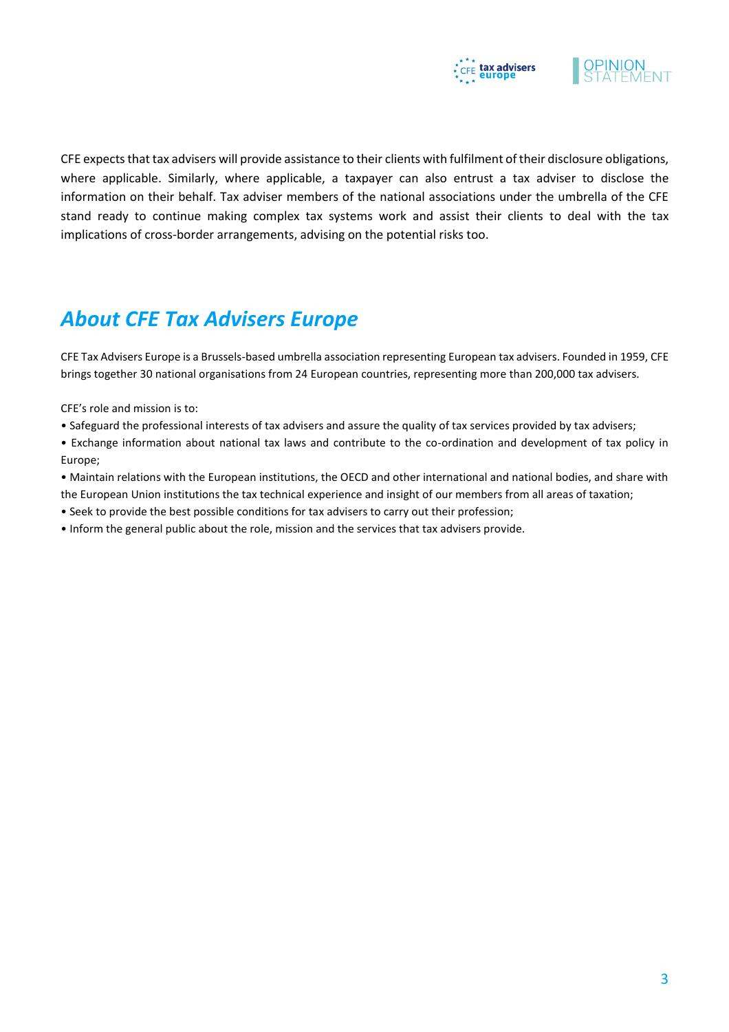CFE expects that tax advisers will provide assistance to their clients with fulfilment of their disclosure obligations, where applicable. Similarly, where applicable, a taxpayer can also entrust a tax adviser to disclose the information on their behalf. Tax adviser members of the national associations under the umbrella of the CFE stand ready to continue making complex tax systems work and assist their clients to deal with the tax implications of cross-border arrangements, advising on the potential risks too.

## *About CFE Tax Advisers Europe*

CFE Tax Advisers Europe is a Brussels-based umbrella association representing European tax advisers. Founded in 1959, CFE brings together 30 national organisations from 24 European countries, representing more than 200,000 tax advisers.

CFE's role and mission is to:

- Safeguard the professional interests of tax advisers and assure the quality of tax services provided by tax advisers;
- Exchange information about national tax laws and contribute to the co-ordination and development of tax policy in Europe;
- Maintain relations with the European institutions, the OECD and other international and national bodies, and share with the European Union institutions the tax technical experience and insight of our members from all areas of taxation;
- Seek to provide the best possible conditions for tax advisers to carry out their profession;
- Inform the general public about the role, mission and the services that tax advisers provide.